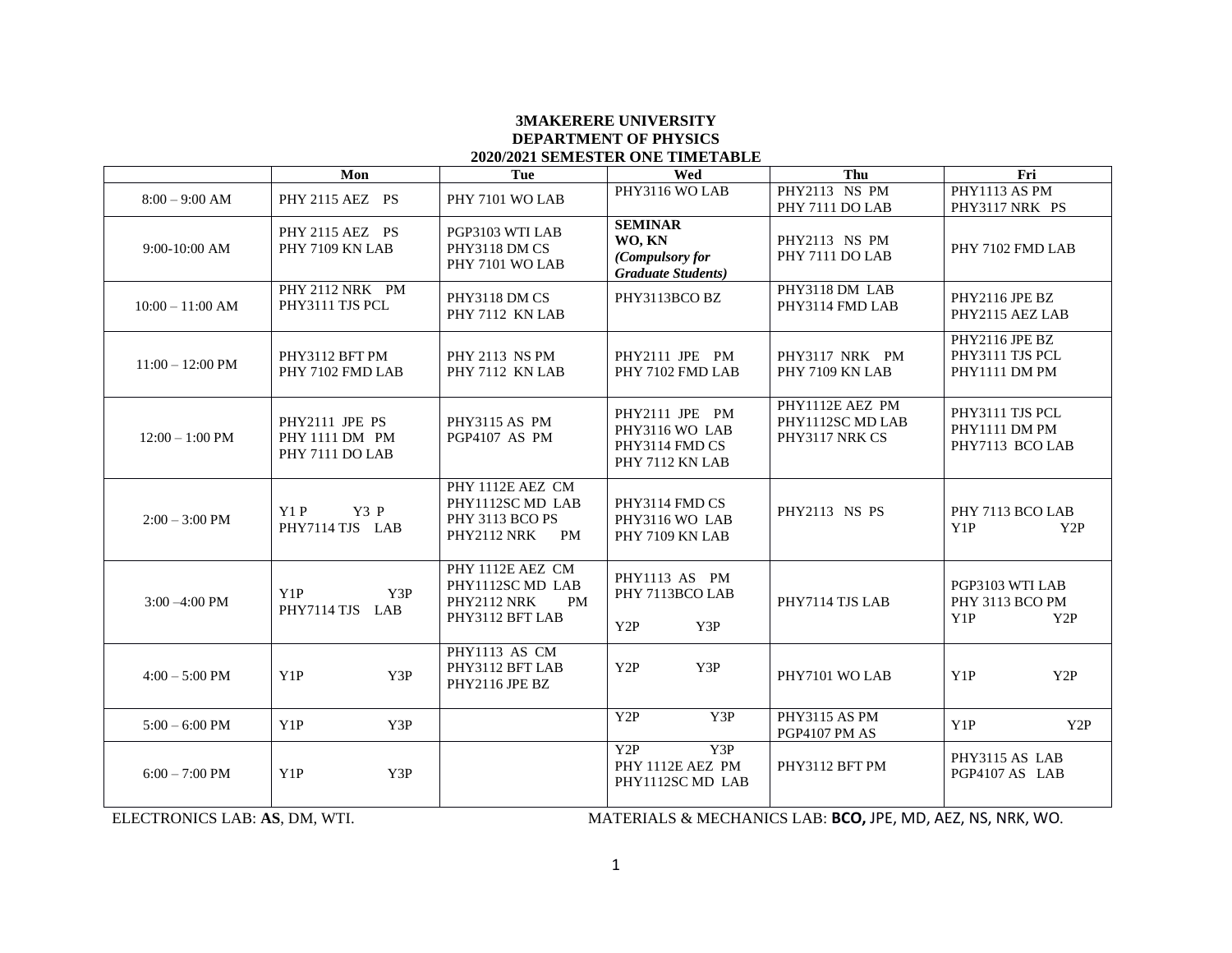**3MAKERERE UNIVERSITY**
**DEPARTMENT OF PHYSICS**
**2020/2021 SEMESTER ONE TIMETABLE**

| | Mon | Tue | Wed | Thu | Fri |
|---|---|---|---|---|---|
| 8:00 – 9:00 AM | PHY 2115 AEZ PS | PHY 7101 WO LAB | PHY3116 WO LAB | PHY2113 NS PM<br>PHY 7111 DO LAB | PHY1113 AS PM<br>PHY3117 NRK PS |
| 9:00-10:00 AM | PHY 2115 AEZ PS<br>PHY 7109 KN LAB | PGP3103 WTI LAB<br>PHY3118 DM CS<br>PHY 7101 WO LAB | **SEMINAR**<br>**WO, KN**<br>***(Compulsory for Graduate Students)*** | PHY2113 NS PM<br>PHY 7111 DO LAB | PHY 7102 FMD LAB |
| 10:00 – 11:00 AM | PHY 2112 NRK PM<br>PHY3111 TJS PCL | PHY3118 DM CS<br>PHY 7112 KN LAB | PHY3113BCO BZ | PHY3118 DM LAB<br>PHY3114 FMD LAB | PHY2116 JPE BZ<br>PHY2115 AEZ LAB |
| 11:00 – 12:00 PM | PHY3112 BFT PM<br>PHY 7102 FMD LAB | PHY 2113 NS PM<br>PHY 7112 KN LAB | PHY2111 JPE PM<br>PHY 7102 FMD LAB | PHY3117 NRK PM<br>PHY 7109 KN LAB | PHY2116 JPE BZ<br>PHY3111 TJS PCL<br>PHY1111 DM PM |
| 12:00 – 1:00 PM | PHY2111 JPE PS<br>PHY 1111 DM PM<br>PHY 7111 DO LAB | PHY3115 AS PM<br>PGP4107 AS PM | PHY2111 JPE PM<br>PHY3116 WO LAB<br>PHY3114 FMD CS<br>PHY 7112 KN LAB | PHY1112E AEZ PM<br>PHY1112SC MD LAB<br>PHY3117 NRK CS | PHY3111 TJS PCL<br>PHY1111 DM PM<br>PHY7113 BCO LAB |
| 2:00 – 3:00 PM | Y1 P Y3 P<br>PHY7114 TJS LAB | PHY 1112E AEZ CM<br>PHY1112SC MD LAB<br>PHY 3113 BCO PS<br>PHY2112 NRK PM | PHY3114 FMD CS<br>PHY3116 WO LAB<br>PHY 7109 KN LAB | PHY2113 NS PS | PHY 7113 BCO LAB<br>Y1P Y2P |
| 3:00 –4:00 PM | Y1P Y3P<br>PHY7114 TJS LAB | PHY 1112E AEZ CM<br>PHY1112SC MD LAB<br>PHY2112 NRK PM<br>PHY3112 BFT LAB | PHY1113 AS PM<br>PHY 7113BCO LAB<br>Y2P Y3P | PHY7114 TJS LAB | PGP3103 WTI LAB<br>PHY 3113 BCO PM<br>Y1P Y2P |
| 4:00 – 5:00 PM | Y1P Y3P | PHY1113 AS CM<br>PHY3112 BFT LAB<br>PHY2116 JPE BZ | Y2P Y3P | PHY7101 WO LAB | Y1P Y2P |
| 5:00 – 6:00 PM | Y1P Y3P | | Y2P Y3P | PHY3115 AS PM<br>PGP4107 PM AS | Y1P Y2P |
| 6:00 – 7:00 PM | Y1P Y3P | | Y2P Y3P<br>PHY 1112E AEZ PM<br>PHY1112SC MD LAB | PHY3112 BFT PM | PHY3115 AS LAB<br>PGP4107 AS LAB |

ELECTRONICS LAB: **AS**, DM, WTI.

MATERIALS & MECHANICS LAB: **BCO,** JPE, MD, AEZ, NS, NRK, WO.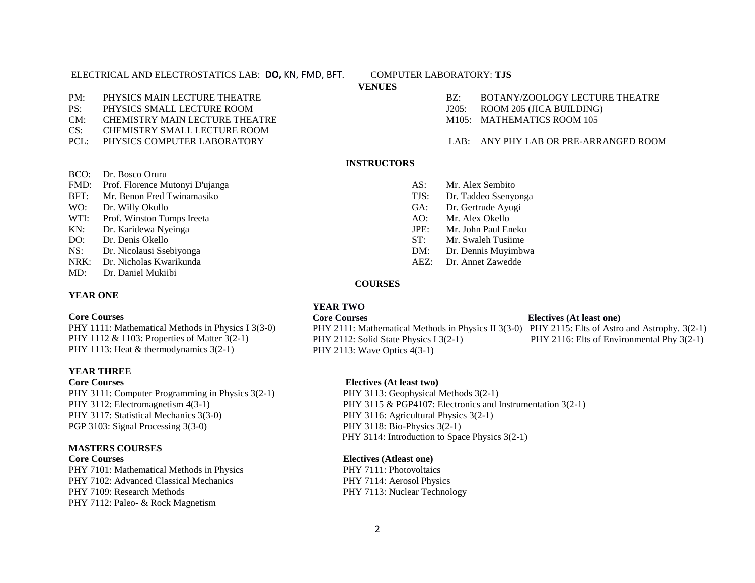ELECTRICAL AND ELECTROSTATICS LAB: **DO,** KN, FMD, BFT.

COMPUTER LABORATORY: **TJS**

## VENUES

PM: PHYSICS MAIN LECTURE THEATRE
PS: PHYSICS SMALL LECTURE ROOM
CM: CHEMISTRY MAIN LECTURE THEATRE
CS: CHEMISTRY SMALL LECTURE ROOM
PCL: PHYSICS COMPUTER LABORATORY

BZ: BOTANY/ZOOLOGY LECTURE THEATRE
J205: ROOM 205 (JICA BUILDING)
M105: MATHEMATICS ROOM 105
LAB: ANY PHY LAB OR PRE-ARRANGED ROOM

## INSTRUCTORS

BCO: Dr. Bosco Oruru
FMD: Prof. Florence Mutonyi D'ujanga
BFT: Mr. Benon Fred Twinamasiko
WO: Dr. Willy Okullo
WTI: Prof. Winston Tumps Ireeta
KN: Dr. Karidewa Nyeinga
DO: Dr. Denis Okello
NS: Dr. Nicolausi Ssebiyonga
NRK: Dr. Nicholas Kwarikunda
MD: Dr. Daniel Mukiibi

AS: Mr. Alex Sembito
TJS: Dr. Taddeo Ssenyonga
GA: Dr. Gertrude Ayugi
AO: Mr. Alex Okello
JPE: Mr. John Paul Eneku
ST: Mr. Swaleh Tusiime
DM: Dr. Dennis Muyimbwa
AEZ: Dr. Annet Zawedde

## COURSES

### YEAR ONE

**Core Courses**

PHY 1111: Mathematical Methods in Physics I 3(3-0)
PHY 1112 & 1103: Properties of Matter 3(2-1)
PHY 1113: Heat & thermodynamics 3(2-1)

### YEAR TWO

**Core Courses**

PHY 2111: Mathematical Methods in Physics II 3(3-0)
PHY 2112: Solid State Physics I 3(2-1)
PHY 2113: Wave Optics 4(3-1)

**Electives (At least one)**

PHY 2115: Elts of Astro and Astrophy. 3(2-1)
PHY 2116: Elts of Environmental Phy 3(2-1)

### YEAR THREE

**Core Courses**

PHY 3111: Computer Programming in Physics 3(2-1)
PHY 3112: Electromagnetism 4(3-1)
PHY 3117: Statistical Mechanics 3(3-0)
PGP 3103: Signal Processing 3(3-0)

**Electives (At least two)**

PHY 3113: Geophysical Methods 3(2-1)
PHY 3115 & PGP4107: Electronics and Instrumentation 3(2-1)
PHY 3116: Agricultural Physics 3(2-1)
PHY 3118: Bio-Physics 3(2-1)
PHY 3114: Introduction to Space Physics 3(2-1)

### MASTERS COURSES

**Core Courses**

PHY 7101: Mathematical Methods in Physics
PHY 7102: Advanced Classical Mechanics
PHY 7109: Research Methods
PHY 7112: Paleo- & Rock Magnetism

**Electives (Atleast one)**

PHY 7111: Photovoltaics
PHY 7114: Aerosol Physics
PHY 7113: Nuclear Technology